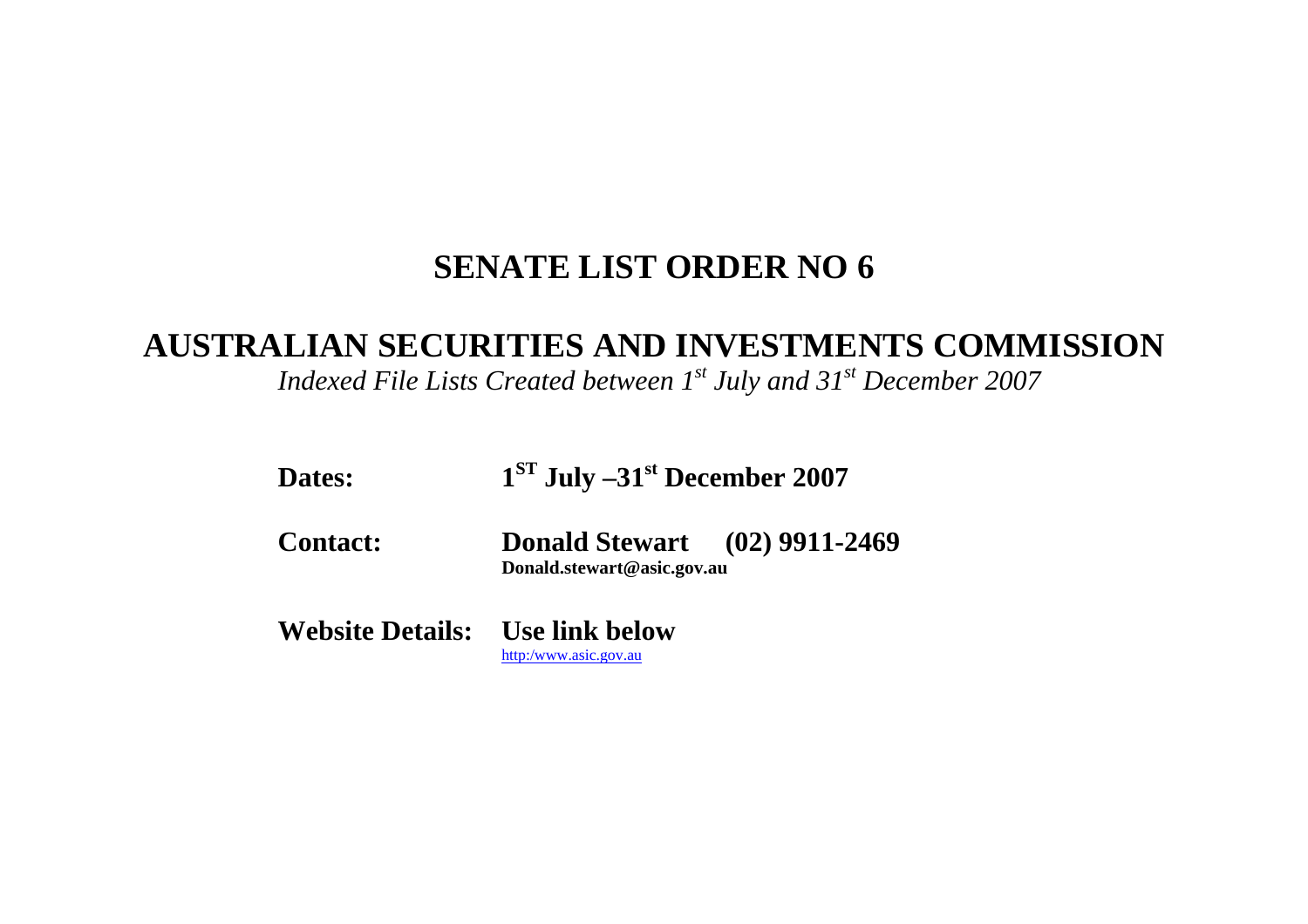# SENATE LIST ORDER NO 6

## AUSTRALIAN SECURITIES AND INVESTMENTS COMMISSION

*Indexed File Lists Created between 1st July and 31st December 2007*

**Dates:** **1ST July –31st December 2007**

**Contact:** **Donald Stewart (02) 9911-2469**
**Donald.stewart@asic.gov.au**

**Website Details:** **Use link below**
http:/www.asic.gov.au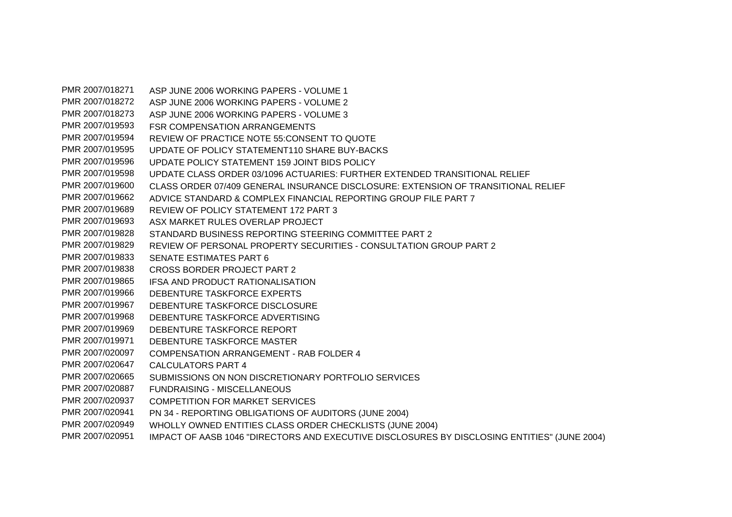| | |
|---|---|
| PMR 2007/018271 | ASP JUNE 2006 WORKING PAPERS - VOLUME 1 |
| PMR 2007/018272 | ASP JUNE 2006 WORKING PAPERS - VOLUME 2 |
| PMR 2007/018273 | ASP JUNE 2006 WORKING PAPERS - VOLUME 3 |
| PMR 2007/019593 | FSR COMPENSATION ARRANGEMENTS |
| PMR 2007/019594 | REVIEW OF PRACTICE NOTE 55:CONSENT TO QUOTE |
| PMR 2007/019595 | UPDATE OF POLICY STATEMENT110 SHARE BUY-BACKS |
| PMR 2007/019596 | UPDATE POLICY STATEMENT 159 JOINT BIDS POLICY |
| PMR 2007/019598 | UPDATE CLASS ORDER 03/1096 ACTUARIES: FURTHER EXTENDED TRANSITIONAL RELIEF |
| PMR 2007/019600 | CLASS ORDER 07/409 GENERAL INSURANCE DISCLOSURE: EXTENSION OF TRANSITIONAL RELIEF |
| PMR 2007/019662 | ADVICE STANDARD & COMPLEX FINANCIAL REPORTING GROUP FILE PART 7 |
| PMR 2007/019689 | REVIEW OF POLICY STATEMENT 172 PART 3 |
| PMR 2007/019693 | ASX MARKET RULES OVERLAP PROJECT |
| PMR 2007/019828 | STANDARD BUSINESS REPORTING STEERING COMMITTEE PART 2 |
| PMR 2007/019829 | REVIEW OF PERSONAL PROPERTY SECURITIES - CONSULTATION GROUP PART 2 |
| PMR 2007/019833 | SENATE ESTIMATES PART 6 |
| PMR 2007/019838 | CROSS BORDER PROJECT PART 2 |
| PMR 2007/019865 | IFSA AND PRODUCT RATIONALISATION |
| PMR 2007/019966 | DEBENTURE TASKFORCE EXPERTS |
| PMR 2007/019967 | DEBENTURE TASKFORCE DISCLOSURE |
| PMR 2007/019968 | DEBENTURE TASKFORCE ADVERTISING |
| PMR 2007/019969 | DEBENTURE TASKFORCE REPORT |
| PMR 2007/019971 | DEBENTURE TASKFORCE MASTER |
| PMR 2007/020097 | COMPENSATION ARRANGEMENT - RAB FOLDER 4 |
| PMR 2007/020647 | CALCULATORS PART 4 |
| PMR 2007/020665 | SUBMISSIONS ON NON DISCRETIONARY PORTFOLIO SERVICES |
| PMR 2007/020887 | FUNDRAISING - MISCELLANEOUS |
| PMR 2007/020937 | COMPETITION FOR MARKET SERVICES |
| PMR 2007/020941 | PN 34 - REPORTING OBLIGATIONS OF AUDITORS (JUNE 2004) |
| PMR 2007/020949 | WHOLLY OWNED ENTITIES CLASS ORDER CHECKLISTS (JUNE 2004) |
| PMR 2007/020951 | IMPACT OF AASB 1046 "DIRECTORS AND EXECUTIVE DISCLOSURES BY DISCLOSING ENTITIES" (JUNE 2004) |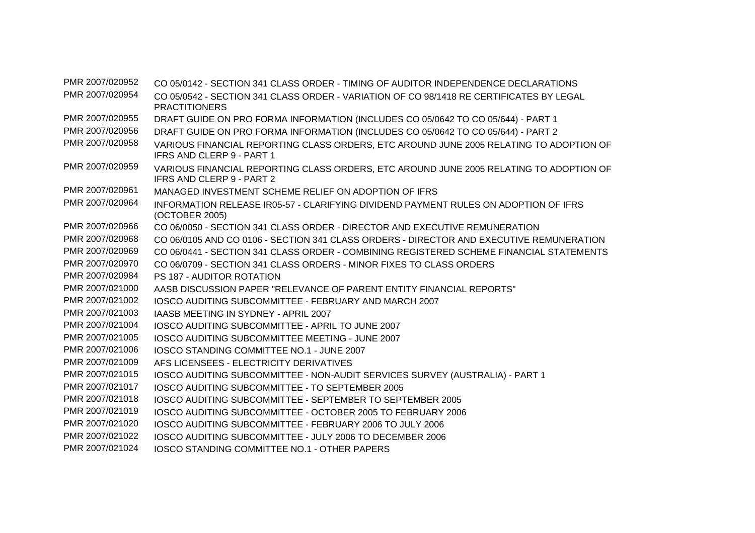| | |
|---|---|
| PMR 2007/020952 | CO 05/0142 - SECTION 341 CLASS ORDER - TIMING OF AUDITOR INDEPENDENCE DECLARATIONS |
| PMR 2007/020954 | CO 05/0542 - SECTION 341 CLASS ORDER - VARIATION OF CO 98/1418 RE CERTIFICATES BY LEGAL PRACTITIONERS |
| PMR 2007/020955 | DRAFT GUIDE ON PRO FORMA INFORMATION (INCLUDES CO 05/0642 TO CO 05/644) - PART 1 |
| PMR 2007/020956 | DRAFT GUIDE ON PRO FORMA INFORMATION (INCLUDES CO 05/0642 TO CO 05/644) - PART 2 |
| PMR 2007/020958 | VARIOUS FINANCIAL REPORTING CLASS ORDERS, ETC AROUND JUNE 2005 RELATING TO ADOPTION OF IFRS AND CLERP 9 - PART 1 |
| PMR 2007/020959 | VARIOUS FINANCIAL REPORTING CLASS ORDERS, ETC AROUND JUNE 2005 RELATING TO ADOPTION OF IFRS AND CLERP 9 - PART 2 |
| PMR 2007/020961 | MANAGED INVESTMENT SCHEME RELIEF ON ADOPTION OF IFRS |
| PMR 2007/020964 | INFORMATION RELEASE IR05-57 - CLARIFYING DIVIDEND PAYMENT RULES ON ADOPTION OF IFRS (OCTOBER 2005) |
| PMR 2007/020966 | CO 06/0050 - SECTION 341 CLASS ORDER - DIRECTOR AND EXECUTIVE REMUNERATION |
| PMR 2007/020968 | CO 06/0105 AND CO 0106 - SECTION 341 CLASS ORDERS - DIRECTOR AND EXECUTIVE REMUNERATION |
| PMR 2007/020969 | CO 06/0441 - SECTION 341 CLASS ORDER - COMBINING REGISTERED SCHEME FINANCIAL STATEMENTS |
| PMR 2007/020970 | CO 06/0709 - SECTION 341 CLASS ORDERS - MINOR FIXES TO CLASS ORDERS |
| PMR 2007/020984 | PS 187 - AUDITOR ROTATION |
| PMR 2007/021000 | AASB DISCUSSION PAPER "RELEVANCE OF PARENT ENTITY FINANCIAL REPORTS" |
| PMR 2007/021002 | IOSCO AUDITING SUBCOMMITTEE - FEBRUARY AND MARCH 2007 |
| PMR 2007/021003 | IAASB MEETING IN SYDNEY - APRIL 2007 |
| PMR 2007/021004 | IOSCO AUDITING SUBCOMMITTEE - APRIL TO JUNE 2007 |
| PMR 2007/021005 | IOSCO AUDITING SUBCOMMITTEE MEETING - JUNE 2007 |
| PMR 2007/021006 | IOSCO STANDING COMMITTEE NO.1 - JUNE 2007 |
| PMR 2007/021009 | AFS LICENSEES - ELECTRICITY DERIVATIVES |
| PMR 2007/021015 | IOSCO AUDITING SUBCOMMITTEE - NON-AUDIT SERVICES SURVEY (AUSTRALIA) - PART 1 |
| PMR 2007/021017 | IOSCO AUDITING SUBCOMMITTEE - TO SEPTEMBER 2005 |
| PMR 2007/021018 | IOSCO AUDITING SUBCOMMITTEE - SEPTEMBER TO SEPTEMBER 2005 |
| PMR 2007/021019 | IOSCO AUDITING SUBCOMMITTEE - OCTOBER 2005 TO FEBRUARY 2006 |
| PMR 2007/021020 | IOSCO AUDITING SUBCOMMITTEE - FEBRUARY 2006 TO JULY 2006 |
| PMR 2007/021022 | IOSCO AUDITING SUBCOMMITTEE - JULY 2006 TO DECEMBER 2006 |
| PMR 2007/021024 | IOSCO STANDING COMMITTEE NO.1 - OTHER PAPERS |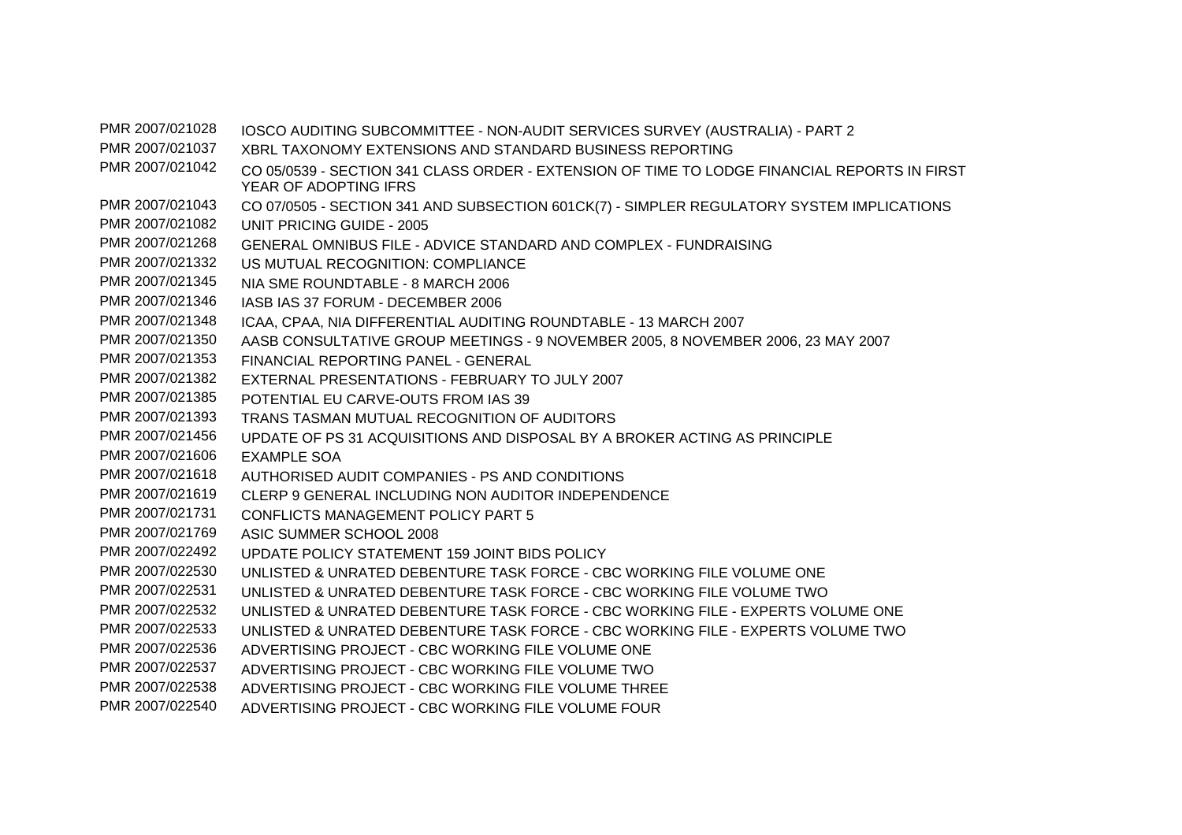| | |
|---|---|
| PMR 2007/021028 | IOSCO AUDITING SUBCOMMITTEE - NON-AUDIT SERVICES SURVEY (AUSTRALIA) - PART 2 |
| PMR 2007/021037 | XBRL TAXONOMY EXTENSIONS AND STANDARD BUSINESS REPORTING |
| PMR 2007/021042 | CO 05/0539 - SECTION 341 CLASS ORDER - EXTENSION OF TIME TO LODGE FINANCIAL REPORTS IN FIRST YEAR OF ADOPTING IFRS |
| PMR 2007/021043 | CO 07/0505 - SECTION 341 AND SUBSECTION 601CK(7) - SIMPLER REGULATORY SYSTEM IMPLICATIONS |
| PMR 2007/021082 | UNIT PRICING GUIDE - 2005 |
| PMR 2007/021268 | GENERAL OMNIBUS FILE - ADVICE STANDARD AND COMPLEX - FUNDRAISING |
| PMR 2007/021332 | US MUTUAL RECOGNITION: COMPLIANCE |
| PMR 2007/021345 | NIA SME ROUNDTABLE - 8 MARCH 2006 |
| PMR 2007/021346 | IASB IAS 37 FORUM - DECEMBER 2006 |
| PMR 2007/021348 | ICAA, CPAA, NIA DIFFERENTIAL AUDITING ROUNDTABLE - 13 MARCH 2007 |
| PMR 2007/021350 | AASB CONSULTATIVE GROUP MEETINGS - 9 NOVEMBER 2005, 8 NOVEMBER 2006, 23 MAY 2007 |
| PMR 2007/021353 | FINANCIAL REPORTING PANEL - GENERAL |
| PMR 2007/021382 | EXTERNAL PRESENTATIONS - FEBRUARY TO JULY 2007 |
| PMR 2007/021385 | POTENTIAL EU CARVE-OUTS FROM IAS 39 |
| PMR 2007/021393 | TRANS TASMAN MUTUAL RECOGNITION OF AUDITORS |
| PMR 2007/021456 | UPDATE OF PS 31 ACQUISITIONS AND DISPOSAL BY A BROKER ACTING AS PRINCIPLE |
| PMR 2007/021606 | EXAMPLE SOA |
| PMR 2007/021618 | AUTHORISED AUDIT COMPANIES - PS AND CONDITIONS |
| PMR 2007/021619 | CLERP 9 GENERAL INCLUDING NON AUDITOR INDEPENDENCE |
| PMR 2007/021731 | CONFLICTS MANAGEMENT POLICY PART 5 |
| PMR 2007/021769 | ASIC SUMMER SCHOOL 2008 |
| PMR 2007/022492 | UPDATE POLICY STATEMENT 159 JOINT BIDS POLICY |
| PMR 2007/022530 | UNLISTED & UNRATED DEBENTURE TASK FORCE - CBC WORKING FILE VOLUME ONE |
| PMR 2007/022531 | UNLISTED & UNRATED DEBENTURE TASK FORCE - CBC WORKING FILE VOLUME TWO |
| PMR 2007/022532 | UNLISTED & UNRATED DEBENTURE TASK FORCE - CBC WORKING FILE - EXPERTS VOLUME ONE |
| PMR 2007/022533 | UNLISTED & UNRATED DEBENTURE TASK FORCE - CBC WORKING FILE - EXPERTS VOLUME TWO |
| PMR 2007/022536 | ADVERTISING PROJECT - CBC WORKING FILE VOLUME ONE |
| PMR 2007/022537 | ADVERTISING PROJECT - CBC WORKING FILE VOLUME TWO |
| PMR 2007/022538 | ADVERTISING PROJECT - CBC WORKING FILE VOLUME THREE |
| PMR 2007/022540 | ADVERTISING PROJECT - CBC WORKING FILE VOLUME FOUR |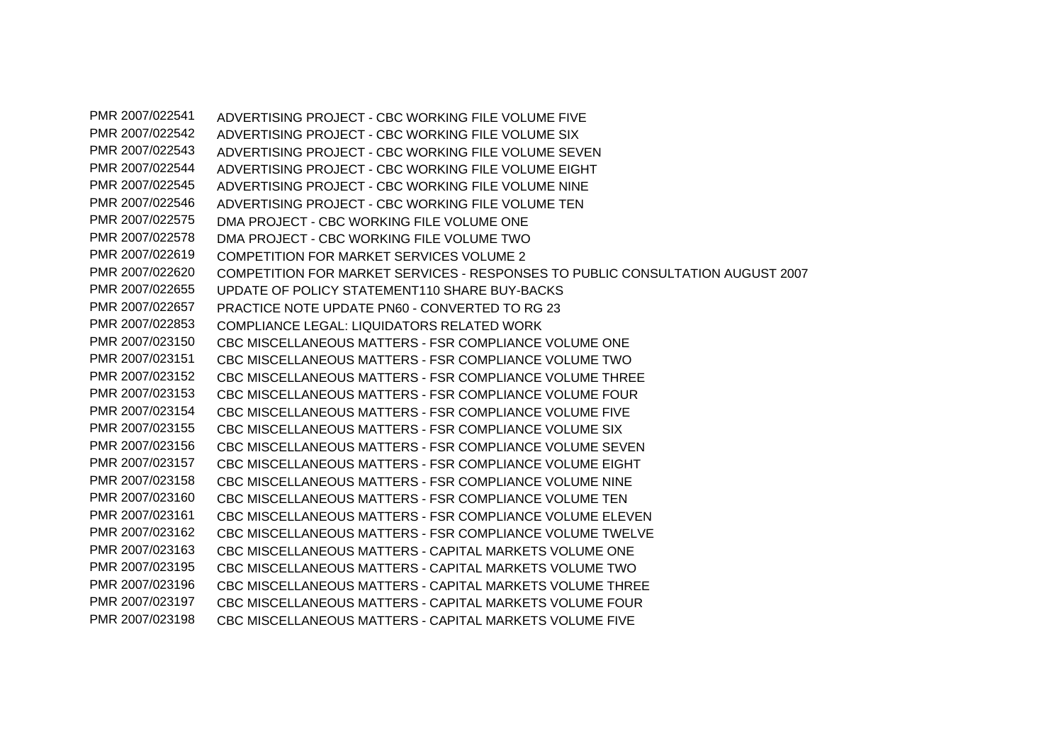| | |
|---|---|
| PMR 2007/022541 | ADVERTISING PROJECT - CBC WORKING FILE VOLUME FIVE |
| PMR 2007/022542 | ADVERTISING PROJECT - CBC WORKING FILE VOLUME SIX |
| PMR 2007/022543 | ADVERTISING PROJECT - CBC WORKING FILE VOLUME SEVEN |
| PMR 2007/022544 | ADVERTISING PROJECT - CBC WORKING FILE VOLUME EIGHT |
| PMR 2007/022545 | ADVERTISING PROJECT - CBC WORKING FILE VOLUME NINE |
| PMR 2007/022546 | ADVERTISING PROJECT - CBC WORKING FILE VOLUME TEN |
| PMR 2007/022575 | DMA PROJECT - CBC WORKING FILE VOLUME ONE |
| PMR 2007/022578 | DMA PROJECT - CBC WORKING FILE VOLUME TWO |
| PMR 2007/022619 | COMPETITION FOR MARKET SERVICES VOLUME 2 |
| PMR 2007/022620 | COMPETITION FOR MARKET SERVICES - RESPONSES TO PUBLIC CONSULTATION AUGUST 2007 |
| PMR 2007/022655 | UPDATE OF POLICY STATEMENT110 SHARE BUY-BACKS |
| PMR 2007/022657 | PRACTICE NOTE UPDATE PN60 - CONVERTED TO RG 23 |
| PMR 2007/022853 | COMPLIANCE LEGAL: LIQUIDATORS RELATED WORK |
| PMR 2007/023150 | CBC MISCELLANEOUS MATTERS - FSR COMPLIANCE VOLUME ONE |
| PMR 2007/023151 | CBC MISCELLANEOUS MATTERS - FSR COMPLIANCE VOLUME TWO |
| PMR 2007/023152 | CBC MISCELLANEOUS MATTERS - FSR COMPLIANCE VOLUME THREE |
| PMR 2007/023153 | CBC MISCELLANEOUS MATTERS - FSR COMPLIANCE VOLUME FOUR |
| PMR 2007/023154 | CBC MISCELLANEOUS MATTERS - FSR COMPLIANCE VOLUME FIVE |
| PMR 2007/023155 | CBC MISCELLANEOUS MATTERS - FSR COMPLIANCE VOLUME SIX |
| PMR 2007/023156 | CBC MISCELLANEOUS MATTERS - FSR COMPLIANCE VOLUME SEVEN |
| PMR 2007/023157 | CBC MISCELLANEOUS MATTERS - FSR COMPLIANCE VOLUME EIGHT |
| PMR 2007/023158 | CBC MISCELLANEOUS MATTERS - FSR COMPLIANCE VOLUME NINE |
| PMR 2007/023160 | CBC MISCELLANEOUS MATTERS - FSR COMPLIANCE VOLUME TEN |
| PMR 2007/023161 | CBC MISCELLANEOUS MATTERS - FSR COMPLIANCE VOLUME ELEVEN |
| PMR 2007/023162 | CBC MISCELLANEOUS MATTERS - FSR COMPLIANCE VOLUME TWELVE |
| PMR 2007/023163 | CBC MISCELLANEOUS MATTERS - CAPITAL MARKETS VOLUME ONE |
| PMR 2007/023195 | CBC MISCELLANEOUS MATTERS - CAPITAL MARKETS VOLUME TWO |
| PMR 2007/023196 | CBC MISCELLANEOUS MATTERS - CAPITAL MARKETS VOLUME THREE |
| PMR 2007/023197 | CBC MISCELLANEOUS MATTERS - CAPITAL MARKETS VOLUME FOUR |
| PMR 2007/023198 | CBC MISCELLANEOUS MATTERS - CAPITAL MARKETS VOLUME FIVE |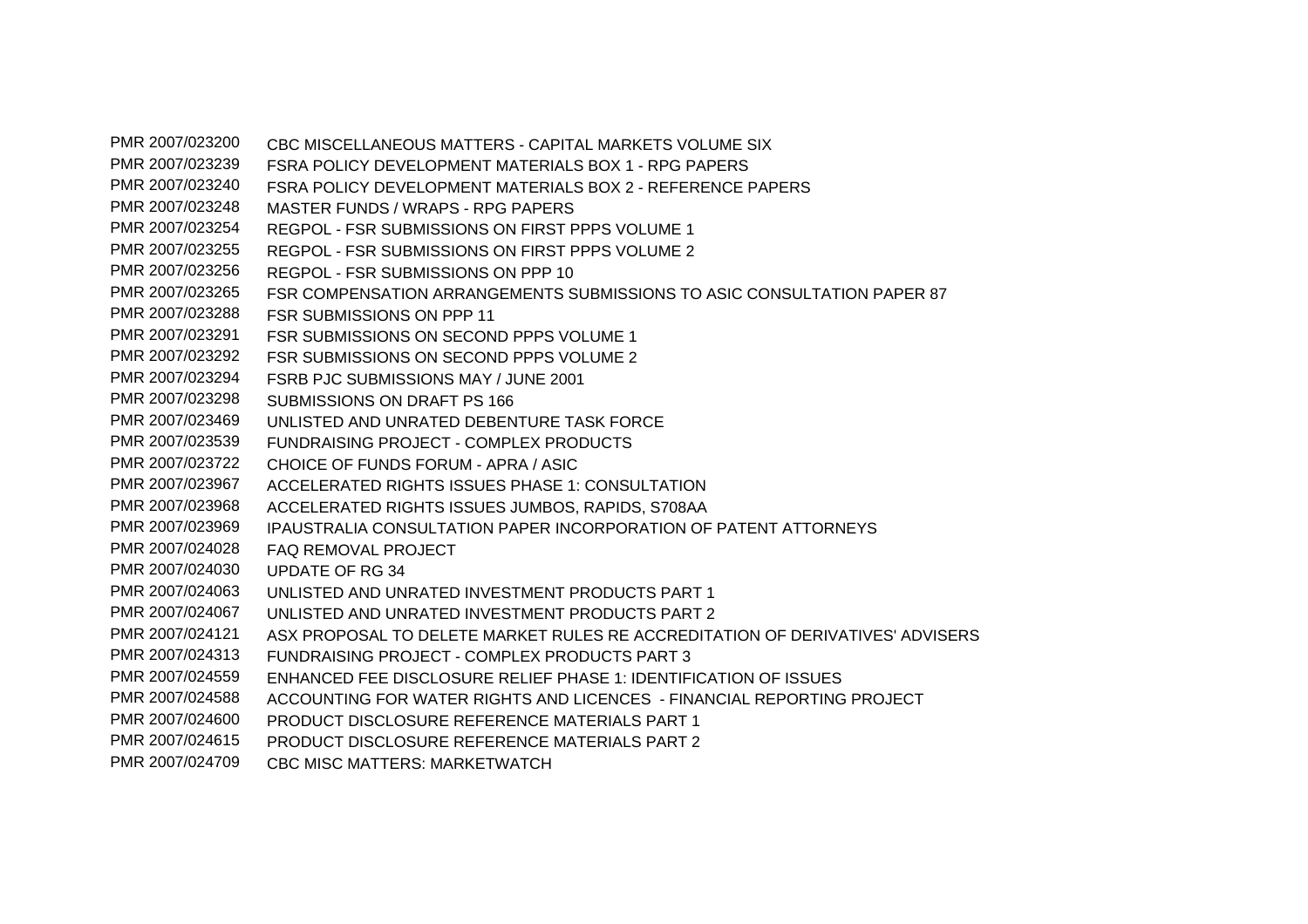| | |
|---|---|
| PMR 2007/023200 | CBC MISCELLANEOUS MATTERS - CAPITAL MARKETS VOLUME SIX |
| PMR 2007/023239 | FSRA POLICY DEVELOPMENT MATERIALS BOX 1 - RPG PAPERS |
| PMR 2007/023240 | FSRA POLICY DEVELOPMENT MATERIALS BOX 2 - REFERENCE PAPERS |
| PMR 2007/023248 | MASTER FUNDS / WRAPS - RPG PAPERS |
| PMR 2007/023254 | REGPOL - FSR SUBMISSIONS ON FIRST PPPS VOLUME 1 |
| PMR 2007/023255 | REGPOL - FSR SUBMISSIONS ON FIRST PPPS VOLUME 2 |
| PMR 2007/023256 | REGPOL - FSR SUBMISSIONS ON PPP 10 |
| PMR 2007/023265 | FSR COMPENSATION ARRANGEMENTS SUBMISSIONS TO ASIC CONSULTATION PAPER 87 |
| PMR 2007/023288 | FSR SUBMISSIONS ON PPP 11 |
| PMR 2007/023291 | FSR SUBMISSIONS ON SECOND PPPS VOLUME 1 |
| PMR 2007/023292 | FSR SUBMISSIONS ON SECOND PPPS VOLUME 2 |
| PMR 2007/023294 | FSRB PJC SUBMISSIONS MAY / JUNE 2001 |
| PMR 2007/023298 | SUBMISSIONS ON DRAFT PS 166 |
| PMR 2007/023469 | UNLISTED AND UNRATED DEBENTURE TASK FORCE |
| PMR 2007/023539 | FUNDRAISING PROJECT - COMPLEX PRODUCTS |
| PMR 2007/023722 | CHOICE OF FUNDS FORUM - APRA / ASIC |
| PMR 2007/023967 | ACCELERATED RIGHTS ISSUES PHASE 1: CONSULTATION |
| PMR 2007/023968 | ACCELERATED RIGHTS ISSUES JUMBOS, RAPIDS, S708AA |
| PMR 2007/023969 | IPAUSTRALIA CONSULTATION PAPER INCORPORATION OF PATENT ATTORNEYS |
| PMR 2007/024028 | FAQ REMOVAL PROJECT |
| PMR 2007/024030 | UPDATE OF RG 34 |
| PMR 2007/024063 | UNLISTED AND UNRATED INVESTMENT PRODUCTS PART 1 |
| PMR 2007/024067 | UNLISTED AND UNRATED INVESTMENT PRODUCTS PART 2 |
| PMR 2007/024121 | ASX PROPOSAL TO DELETE MARKET RULES RE ACCREDITATION OF DERIVATIVES' ADVISERS |
| PMR 2007/024313 | FUNDRAISING PROJECT - COMPLEX PRODUCTS PART 3 |
| PMR 2007/024559 | ENHANCED FEE DISCLOSURE RELIEF PHASE 1: IDENTIFICATION OF ISSUES |
| PMR 2007/024588 | ACCOUNTING FOR WATER RIGHTS AND LICENCES - FINANCIAL REPORTING PROJECT |
| PMR 2007/024600 | PRODUCT DISCLOSURE REFERENCE MATERIALS PART 1 |
| PMR 2007/024615 | PRODUCT DISCLOSURE REFERENCE MATERIALS PART 2 |
| PMR 2007/024709 | CBC MISC MATTERS: MARKETWATCH |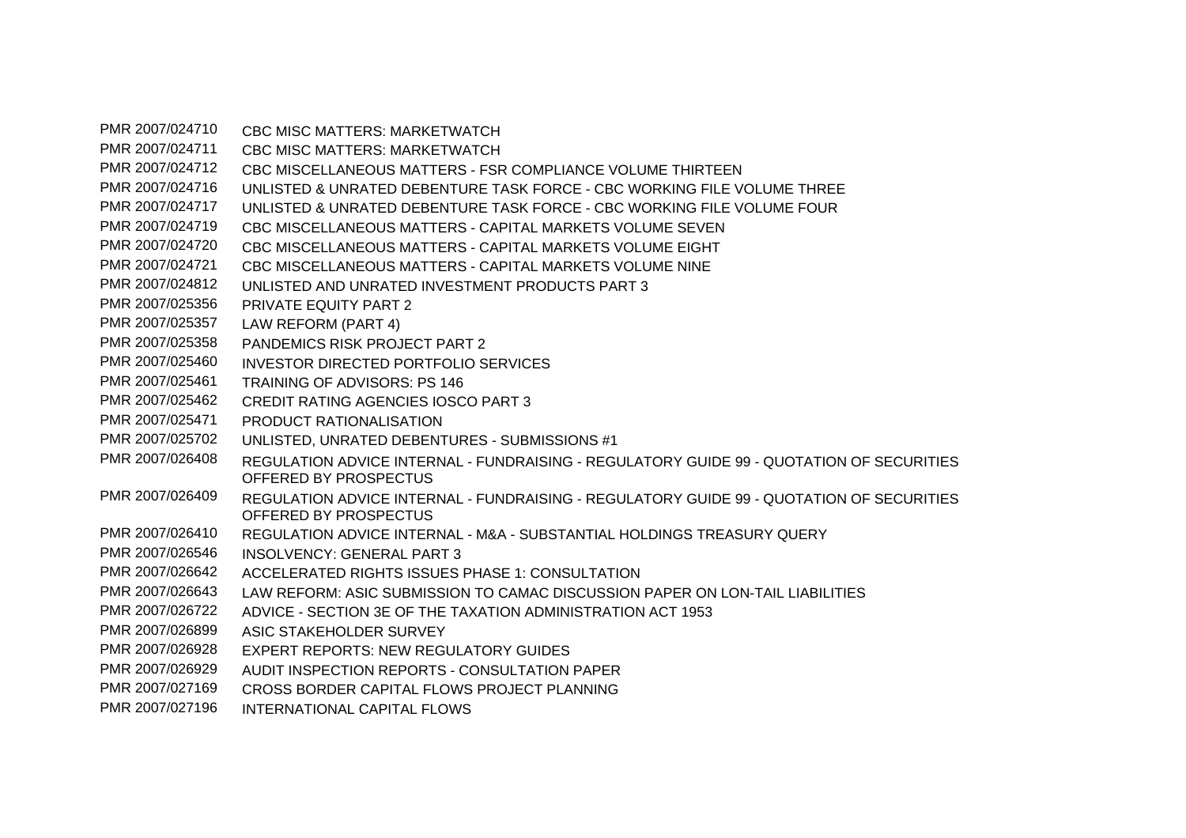| | |
|---|---|
| PMR 2007/024710 | CBC MISC MATTERS: MARKETWATCH |
| PMR 2007/024711 | CBC MISC MATTERS: MARKETWATCH |
| PMR 2007/024712 | CBC MISCELLANEOUS MATTERS - FSR COMPLIANCE VOLUME THIRTEEN |
| PMR 2007/024716 | UNLISTED & UNRATED DEBENTURE TASK FORCE - CBC WORKING FILE VOLUME THREE |
| PMR 2007/024717 | UNLISTED & UNRATED DEBENTURE TASK FORCE - CBC WORKING FILE VOLUME FOUR |
| PMR 2007/024719 | CBC MISCELLANEOUS MATTERS - CAPITAL MARKETS VOLUME SEVEN |
| PMR 2007/024720 | CBC MISCELLANEOUS MATTERS - CAPITAL MARKETS VOLUME EIGHT |
| PMR 2007/024721 | CBC MISCELLANEOUS MATTERS - CAPITAL MARKETS VOLUME NINE |
| PMR 2007/024812 | UNLISTED AND UNRATED INVESTMENT PRODUCTS PART 3 |
| PMR 2007/025356 | PRIVATE EQUITY PART 2 |
| PMR 2007/025357 | LAW REFORM (PART 4) |
| PMR 2007/025358 | PANDEMICS RISK PROJECT PART 2 |
| PMR 2007/025460 | INVESTOR DIRECTED PORTFOLIO SERVICES |
| PMR 2007/025461 | TRAINING OF ADVISORS: PS 146 |
| PMR 2007/025462 | CREDIT RATING AGENCIES IOSCO PART 3 |
| PMR 2007/025471 | PRODUCT RATIONALISATION |
| PMR 2007/025702 | UNLISTED, UNRATED DEBENTURES - SUBMISSIONS #1 |
| PMR 2007/026408 | REGULATION ADVICE INTERNAL - FUNDRAISING - REGULATORY GUIDE 99 - QUOTATION OF SECURITIES OFFERED BY PROSPECTUS |
| PMR 2007/026409 | REGULATION ADVICE INTERNAL - FUNDRAISING - REGULATORY GUIDE 99 - QUOTATION OF SECURITIES OFFERED BY PROSPECTUS |
| PMR 2007/026410 | REGULATION ADVICE INTERNAL - M&A - SUBSTANTIAL HOLDINGS TREASURY QUERY |
| PMR 2007/026546 | INSOLVENCY: GENERAL PART 3 |
| PMR 2007/026642 | ACCELERATED RIGHTS ISSUES PHASE 1: CONSULTATION |
| PMR 2007/026643 | LAW REFORM: ASIC SUBMISSION TO CAMAC DISCUSSION PAPER ON LON-TAIL LIABILITIES |
| PMR 2007/026722 | ADVICE - SECTION 3E OF THE TAXATION ADMINISTRATION ACT 1953 |
| PMR 2007/026899 | ASIC STAKEHOLDER SURVEY |
| PMR 2007/026928 | EXPERT REPORTS: NEW REGULATORY GUIDES |
| PMR 2007/026929 | AUDIT INSPECTION REPORTS - CONSULTATION PAPER |
| PMR 2007/027169 | CROSS BORDER CAPITAL FLOWS PROJECT PLANNING |
| PMR 2007/027196 | INTERNATIONAL CAPITAL FLOWS |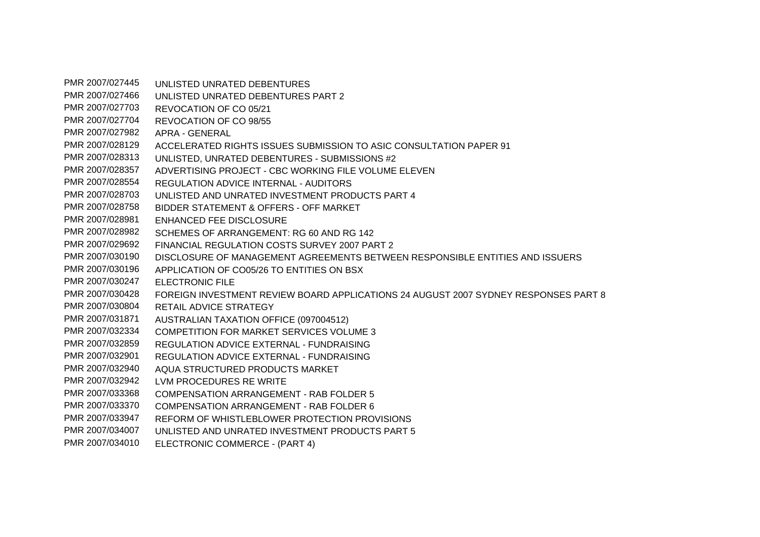| | |
|---|---|
| PMR 2007/027445 | UNLISTED UNRATED DEBENTURES |
| PMR 2007/027466 | UNLISTED UNRATED DEBENTURES PART 2 |
| PMR 2007/027703 | REVOCATION OF CO 05/21 |
| PMR 2007/027704 | REVOCATION OF CO 98/55 |
| PMR 2007/027982 | APRA - GENERAL |
| PMR 2007/028129 | ACCELERATED RIGHTS ISSUES SUBMISSION TO ASIC CONSULTATION PAPER 91 |
| PMR 2007/028313 | UNLISTED, UNRATED DEBENTURES - SUBMISSIONS #2 |
| PMR 2007/028357 | ADVERTISING PROJECT - CBC WORKING FILE VOLUME ELEVEN |
| PMR 2007/028554 | REGULATION ADVICE INTERNAL - AUDITORS |
| PMR 2007/028703 | UNLISTED AND UNRATED INVESTMENT PRODUCTS PART 4 |
| PMR 2007/028758 | BIDDER STATEMENT & OFFERS - OFF MARKET |
| PMR 2007/028981 | ENHANCED FEE DISCLOSURE |
| PMR 2007/028982 | SCHEMES OF ARRANGEMENT: RG 60 AND RG 142 |
| PMR 2007/029692 | FINANCIAL REGULATION COSTS SURVEY 2007 PART 2 |
| PMR 2007/030190 | DISCLOSURE OF MANAGEMENT AGREEMENTS BETWEEN RESPONSIBLE ENTITIES AND ISSUERS |
| PMR 2007/030196 | APPLICATION OF CO05/26 TO ENTITIES ON BSX |
| PMR 2007/030247 | ELECTRONIC FILE |
| PMR 2007/030428 | FOREIGN INVESTMENT REVIEW BOARD APPLICATIONS 24 AUGUST 2007 SYDNEY RESPONSES PART 8 |
| PMR 2007/030804 | RETAIL ADVICE STRATEGY |
| PMR 2007/031871 | AUSTRALIAN TAXATION OFFICE (097004512) |
| PMR 2007/032334 | COMPETITION FOR MARKET SERVICES VOLUME 3 |
| PMR 2007/032859 | REGULATION ADVICE EXTERNAL - FUNDRAISING |
| PMR 2007/032901 | REGULATION ADVICE EXTERNAL - FUNDRAISING |
| PMR 2007/032940 | AQUA STRUCTURED PRODUCTS MARKET |
| PMR 2007/032942 | LVM PROCEDURES RE WRITE |
| PMR 2007/033368 | COMPENSATION ARRANGEMENT - RAB FOLDER 5 |
| PMR 2007/033370 | COMPENSATION ARRANGEMENT - RAB FOLDER 6 |
| PMR 2007/033947 | REFORM OF WHISTLEBLOWER PROTECTION PROVISIONS |
| PMR 2007/034007 | UNLISTED AND UNRATED INVESTMENT PRODUCTS PART 5 |
| PMR 2007/034010 | ELECTRONIC COMMERCE - (PART 4) |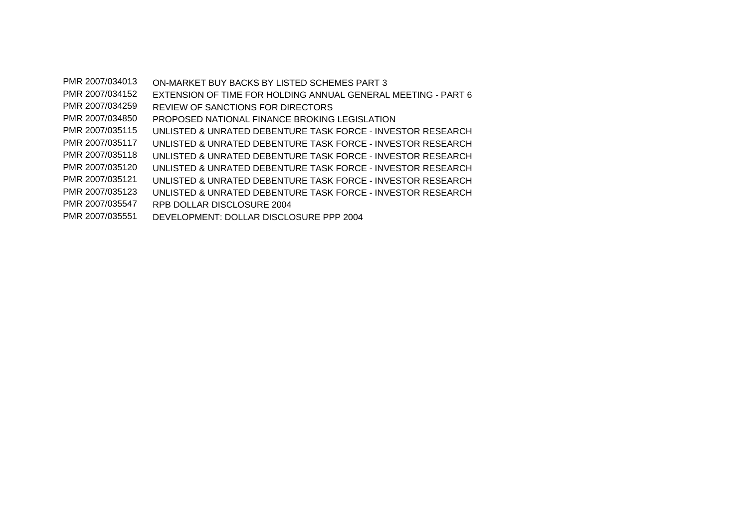| | |
|---|---|
| PMR 2007/034013 | ON-MARKET BUY BACKS BY LISTED SCHEMES PART 3 |
| PMR 2007/034152 | EXTENSION OF TIME FOR HOLDING ANNUAL GENERAL MEETING - PART 6 |
| PMR 2007/034259 | REVIEW OF SANCTIONS FOR DIRECTORS |
| PMR 2007/034850 | PROPOSED NATIONAL FINANCE BROKING LEGISLATION |
| PMR 2007/035115 | UNLISTED & UNRATED DEBENTURE TASK FORCE - INVESTOR RESEARCH |
| PMR 2007/035117 | UNLISTED & UNRATED DEBENTURE TASK FORCE - INVESTOR RESEARCH |
| PMR 2007/035118 | UNLISTED & UNRATED DEBENTURE TASK FORCE - INVESTOR RESEARCH |
| PMR 2007/035120 | UNLISTED & UNRATED DEBENTURE TASK FORCE - INVESTOR RESEARCH |
| PMR 2007/035121 | UNLISTED & UNRATED DEBENTURE TASK FORCE - INVESTOR RESEARCH |
| PMR 2007/035123 | UNLISTED & UNRATED DEBENTURE TASK FORCE - INVESTOR RESEARCH |
| PMR 2007/035547 | RPB DOLLAR DISCLOSURE 2004 |
| PMR 2007/035551 | DEVELOPMENT: DOLLAR DISCLOSURE PPP 2004 |